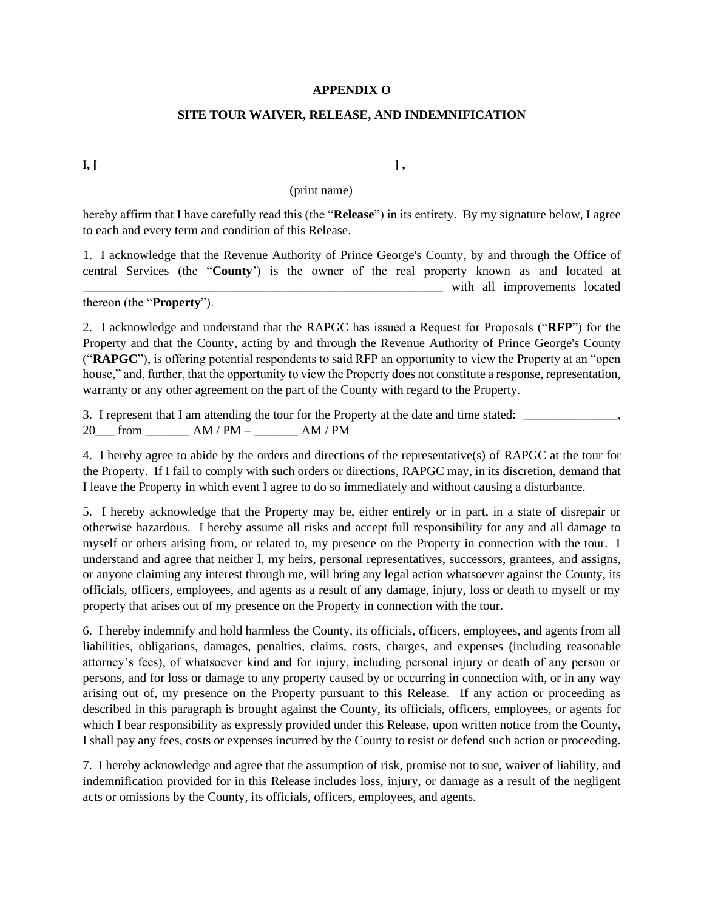**APPENDIX O**

**SITE TOUR WAIVER, RELEASE, AND INDEMNIFICATION**

I, [                                                                                   ] ,

(print name)

hereby affirm that I have carefully read this (the "**Release**") in its entirety. By my signature below, I agree to each and every term and condition of this Release.

1. I acknowledge that the Revenue Authority of Prince George's County, by and through the Office of central Services (the "**County**') is the owner of the real property known as and located at ___________________________________________________________ with all improvements located thereon (the "**Property**").

2. I acknowledge and understand that the RAPGC has issued a Request for Proposals ("**RFP**") for the Property and that the County, acting by and through the Revenue Authority of Prince George's County ("**RAPGC**"), is offering potential respondents to said RFP an opportunity to view the Property at an "open house," and, further, that the opportunity to view the Property does not constitute a response, representation, warranty or any other agreement on the part of the County with regard to the Property.

3. I represent that I am attending the tour for the Property at the date and time stated: _______________, 20___ from _______ AM / PM – _______ AM / PM

4. I hereby agree to abide by the orders and directions of the representative(s) of RAPGC at the tour for the Property. If I fail to comply with such orders or directions, RAPGC may, in its discretion, demand that I leave the Property in which event I agree to do so immediately and without causing a disturbance.

5. I hereby acknowledge that the Property may be, either entirely or in part, in a state of disrepair or otherwise hazardous. I hereby assume all risks and accept full responsibility for any and all damage to myself or others arising from, or related to, my presence on the Property in connection with the tour. I understand and agree that neither I, my heirs, personal representatives, successors, grantees, and assigns, or anyone claiming any interest through me, will bring any legal action whatsoever against the County, its officials, officers, employees, and agents as a result of any damage, injury, loss or death to myself or my property that arises out of my presence on the Property in connection with the tour.

6. I hereby indemnify and hold harmless the County, its officials, officers, employees, and agents from all liabilities, obligations, damages, penalties, claims, costs, charges, and expenses (including reasonable attorney's fees), of whatsoever kind and for injury, including personal injury or death of any person or persons, and for loss or damage to any property caused by or occurring in connection with, or in any way arising out of, my presence on the Property pursuant to this Release. If any action or proceeding as described in this paragraph is brought against the County, its officials, officers, employees, or agents for which I bear responsibility as expressly provided under this Release, upon written notice from the County, I shall pay any fees, costs or expenses incurred by the County to resist or defend such action or proceeding.

7. I hereby acknowledge and agree that the assumption of risk, promise not to sue, waiver of liability, and indemnification provided for in this Release includes loss, injury, or damage as a result of the negligent acts or omissions by the County, its officials, officers, employees, and agents.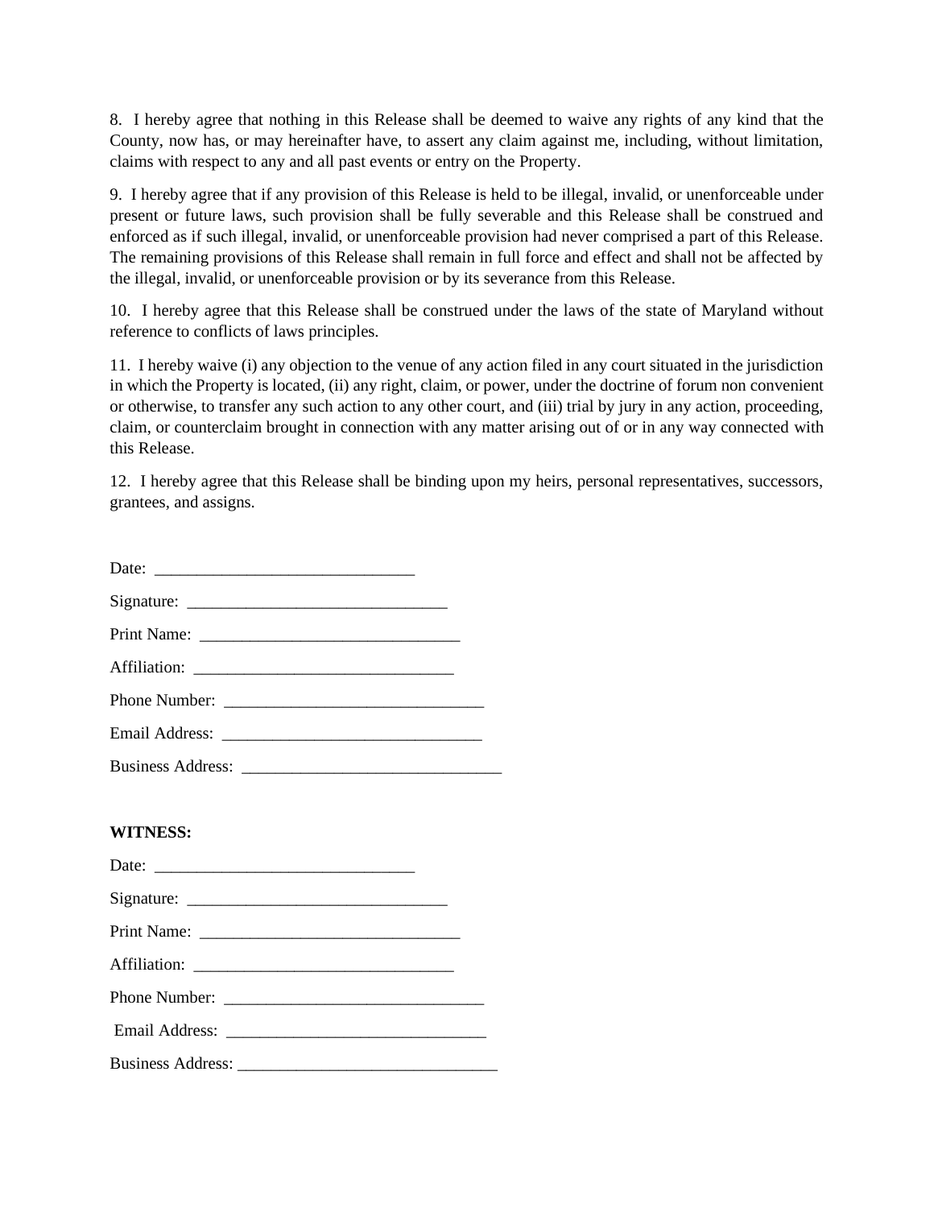8. I hereby agree that nothing in this Release shall be deemed to waive any rights of any kind that the County, now has, or may hereinafter have, to assert any claim against me, including, without limitation, claims with respect to any and all past events or entry on the Property.

9. I hereby agree that if any provision of this Release is held to be illegal, invalid, or unenforceable under present or future laws, such provision shall be fully severable and this Release shall be construed and enforced as if such illegal, invalid, or unenforceable provision had never comprised a part of this Release. The remaining provisions of this Release shall remain in full force and effect and shall not be affected by the illegal, invalid, or unenforceable provision or by its severance from this Release.

10. I hereby agree that this Release shall be construed under the laws of the state of Maryland without reference to conflicts of laws principles.

11. I hereby waive (i) any objection to the venue of any action filed in any court situated in the jurisdiction in which the Property is located, (ii) any right, claim, or power, under the doctrine of forum non convenient or otherwise, to transfer any such action to any other court, and (iii) trial by jury in any action, proceeding, claim, or counterclaim brought in connection with any matter arising out of or in any way connected with this Release.

12. I hereby agree that this Release shall be binding upon my heirs, personal representatives, successors, grantees, and assigns.

Date: _______________________________

Signature: _______________________________

Print Name: _______________________________

Affiliation: _______________________________

Phone Number: _______________________________

Email Address: _______________________________

Business Address: _______________________________

**WITNESS:**

Date: _______________________________

Signature: _______________________________

Print Name: _______________________________

Affiliation: _______________________________

Phone Number: _______________________________

Email Address: _______________________________

Business Address: _______________________________